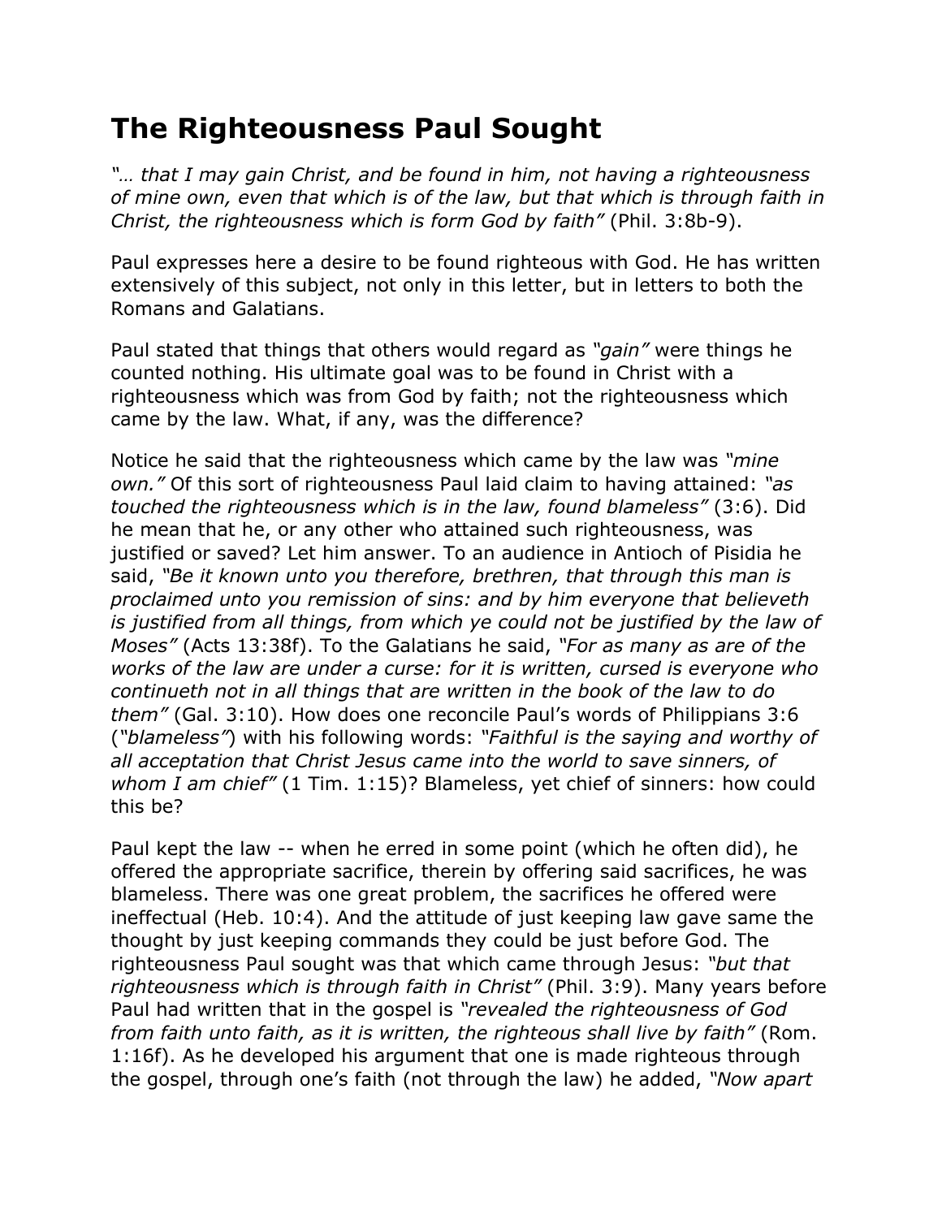# The Righteousness Paul Sought

*"… that I may gain Christ, and be found in him, not having a righteousness of mine own, even that which is of the law, but that which is through faith in Christ, the righteousness which is form God by faith"* (Phil. 3:8b-9).

Paul expresses here a desire to be found righteous with God. He has written extensively of this subject, not only in this letter, but in letters to both the Romans and Galatians.

Paul stated that things that others would regard as *"gain"* were things he counted nothing. His ultimate goal was to be found in Christ with a righteousness which was from God by faith; not the righteousness which came by the law. What, if any, was the difference?

Notice he said that the righteousness which came by the law was *"mine own."* Of this sort of righteousness Paul laid claim to having attained: *"as touched the righteousness which is in the law, found blameless"* (3:6). Did he mean that he, or any other who attained such righteousness, was justified or saved? Let him answer. To an audience in Antioch of Pisidia he said, *"Be it known unto you therefore, brethren, that through this man is proclaimed unto you remission of sins: and by him everyone that believeth is justified from all things, from which ye could not be justified by the law of Moses"* (Acts 13:38f). To the Galatians he said, *"For as many as are of the works of the law are under a curse: for it is written, cursed is everyone who continueth not in all things that are written in the book of the law to do them"* (Gal. 3:10). How does one reconcile Paul's words of Philippians 3:6 (*"blameless"*) with his following words: *"Faithful is the saying and worthy of all acceptation that Christ Jesus came into the world to save sinners, of whom I am chief"* (1 Tim. 1:15)? Blameless, yet chief of sinners: how could this be?

Paul kept the law -- when he erred in some point (which he often did), he offered the appropriate sacrifice, therein by offering said sacrifices, he was blameless. There was one great problem, the sacrifices he offered were ineffectual (Heb. 10:4). And the attitude of just keeping law gave same the thought by just keeping commands they could be just before God. The righteousness Paul sought was that which came through Jesus: *"but that righteousness which is through faith in Christ"* (Phil. 3:9). Many years before Paul had written that in the gospel is *"revealed the righteousness of God from faith unto faith, as it is written, the righteous shall live by faith"* (Rom. 1:16f). As he developed his argument that one is made righteous through the gospel, through one's faith (not through the law) he added, *"Now apart*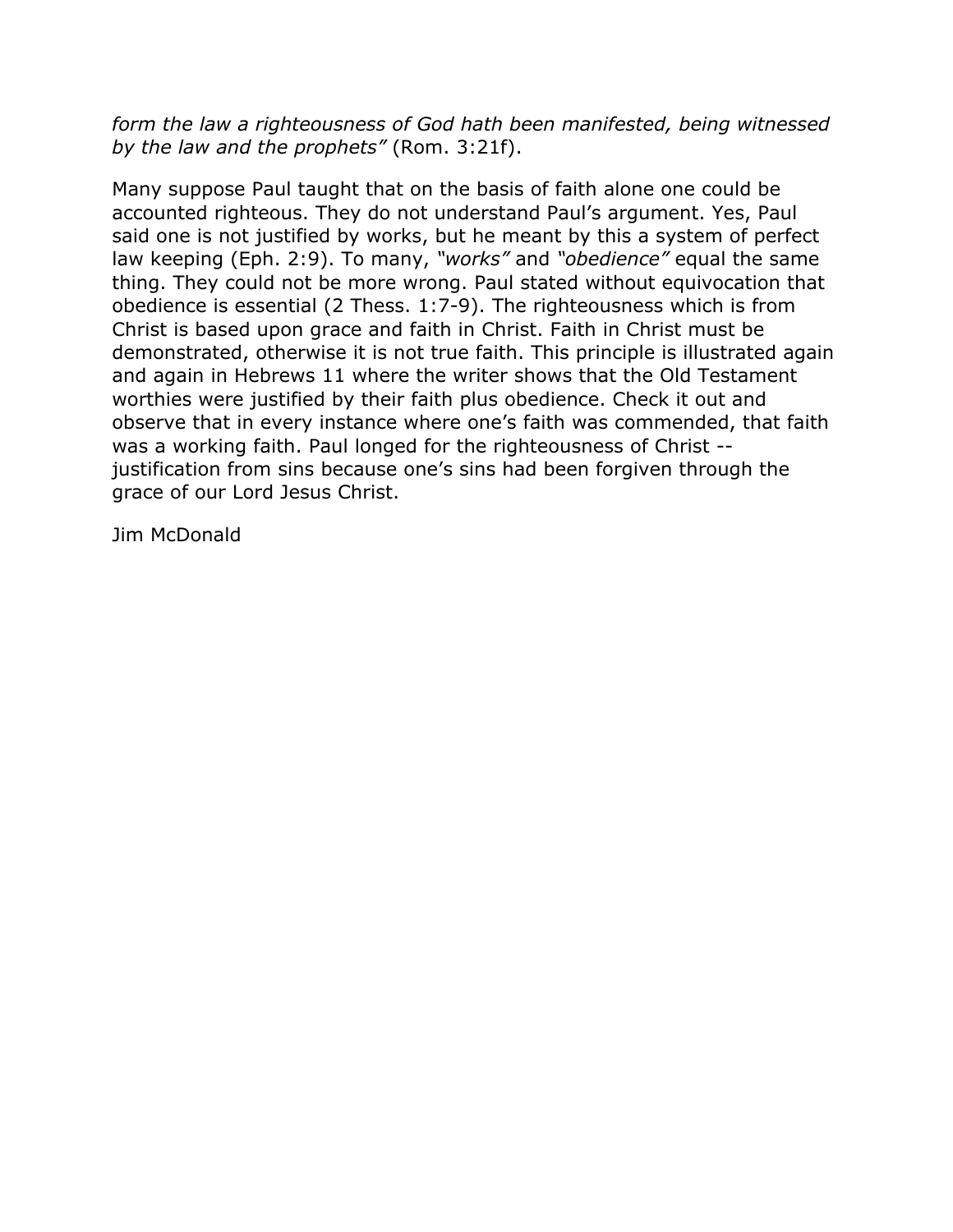*form the law a righteousness of God hath been manifested, being witnessed by the law and the prophets"* (Rom. 3:21f).

Many suppose Paul taught that on the basis of faith alone one could be accounted righteous. They do not understand Paul's argument. Yes, Paul said one is not justified by works, but he meant by this a system of perfect law keeping (Eph. 2:9). To many, *"works"* and *"obedience"* equal the same thing. They could not be more wrong. Paul stated without equivocation that obedience is essential (2 Thess. 1:7-9). The righteousness which is from Christ is based upon grace and faith in Christ. Faith in Christ must be demonstrated, otherwise it is not true faith. This principle is illustrated again and again in Hebrews 11 where the writer shows that the Old Testament worthies were justified by their faith plus obedience. Check it out and observe that in every instance where one's faith was commended, that faith was a working faith. Paul longed for the righteousness of Christ -- justification from sins because one's sins had been forgiven through the grace of our Lord Jesus Christ.

Jim McDonald